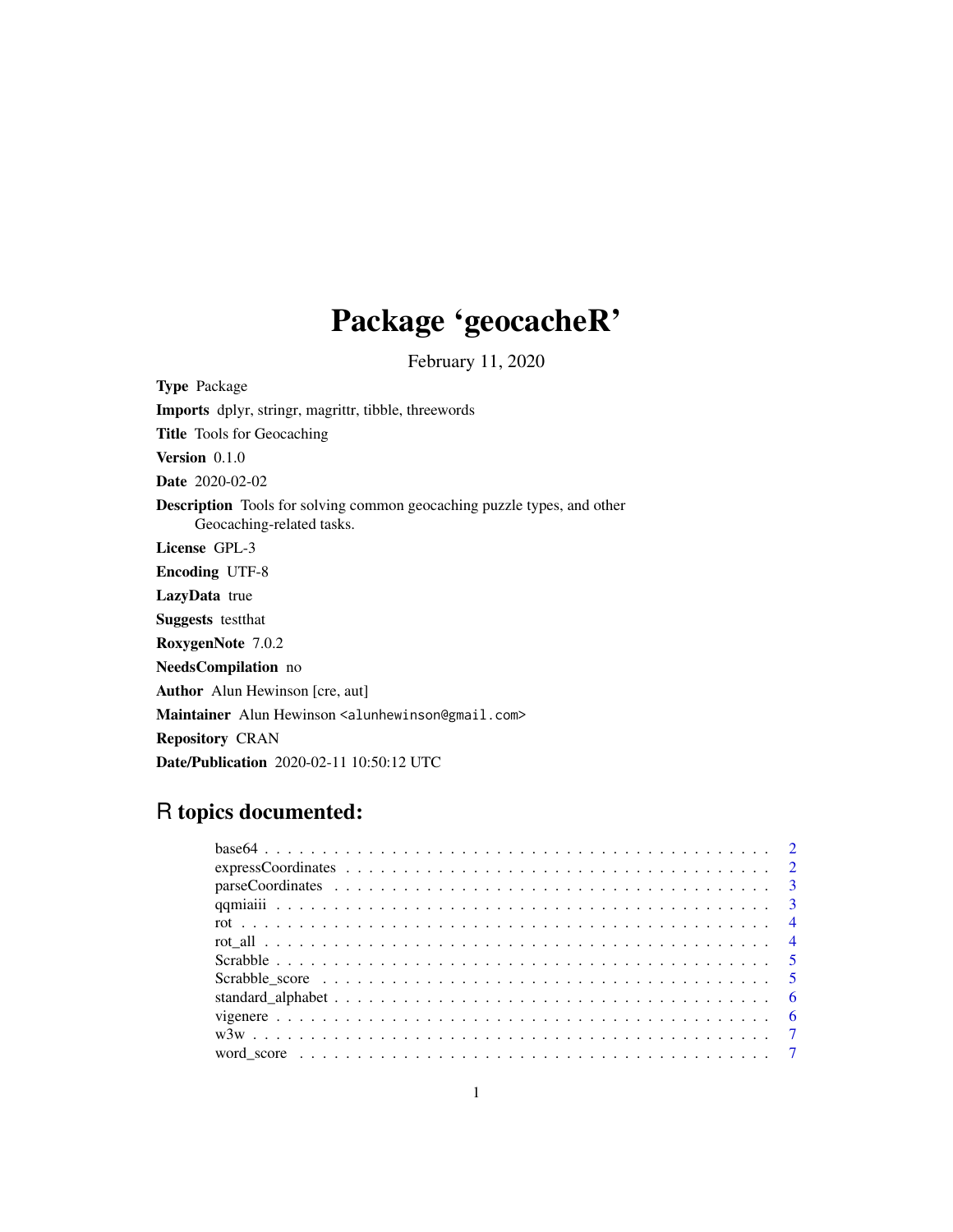# Package 'geocacheR'

February 11, 2020

**Type** Package

**Imports** dplyr, stringr, magrittr, tibble, threewords

**Title** Tools for Geocaching

**Version** 0.1.0

**Date** 2020-02-02

**Description** Tools for solving common geocaching puzzle types, and other Geocaching-related tasks.

**License** GPL-3

**Encoding** UTF-8

**LazyData** true

**Suggests** testthat

**RoxygenNote** 7.0.2

**NeedsCompilation** no

**Author** Alun Hewinson [cre, aut]

**Maintainer** Alun Hewinson <alunhewinson@gmail.com>

**Repository** CRAN

**Date/Publication** 2020-02-11 10:50:12 UTC

## R topics documented:

- base64 . . . . . . . . . . . . . . . . . . . . . . . . . . . . . . . . . . . . . . . . . . . 2
- expressCoordinates . . . . . . . . . . . . . . . . . . . . . . . . . . . . . . . . . . . . 2
- parseCoordinates . . . . . . . . . . . . . . . . . . . . . . . . . . . . . . . . . . . . . 3
- qqmiaiii . . . . . . . . . . . . . . . . . . . . . . . . . . . . . . . . . . . . . . . . . . 3
- rot . . . . . . . . . . . . . . . . . . . . . . . . . . . . . . . . . . . . . . . . . . . . . 4
- rot_all . . . . . . . . . . . . . . . . . . . . . . . . . . . . . . . . . . . . . . . . . . . 4
- Scrabble . . . . . . . . . . . . . . . . . . . . . . . . . . . . . . . . . . . . . . . . . . 5
- Scrabble_score . . . . . . . . . . . . . . . . . . . . . . . . . . . . . . . . . . . . . . 5
- standard_alphabet . . . . . . . . . . . . . . . . . . . . . . . . . . . . . . . . . . . . . 6
- vigenere . . . . . . . . . . . . . . . . . . . . . . . . . . . . . . . . . . . . . . . . . . 6
- w3w . . . . . . . . . . . . . . . . . . . . . . . . . . . . . . . . . . . . . . . . . . . . . 7
- word_score . . . . . . . . . . . . . . . . . . . . . . . . . . . . . . . . . . . . . . . . . 7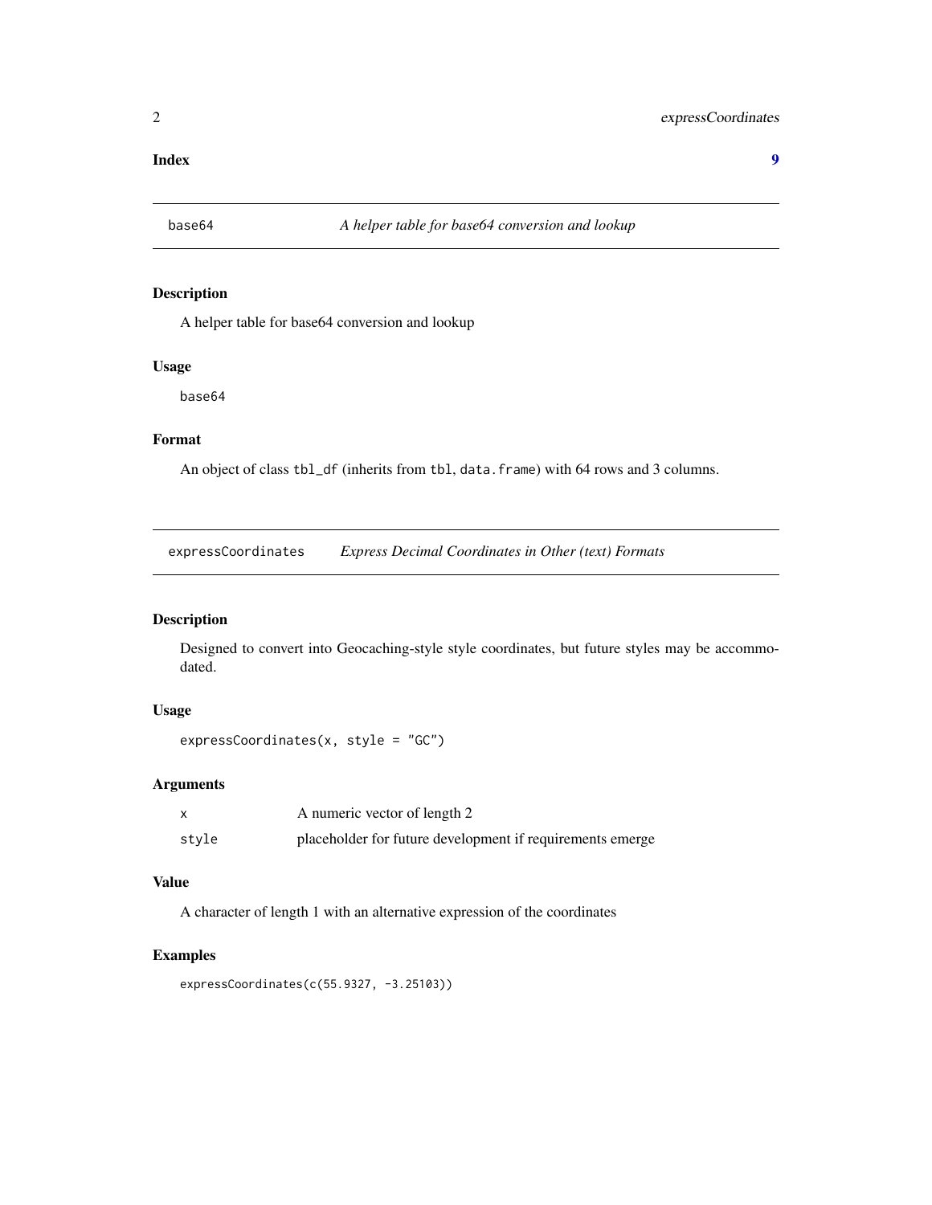**Index** **9**

## base64 — *A helper table for base64 conversion and lookup*

### Description

A helper table for base64 conversion and lookup

### Usage

```
base64
```

### Format

An object of class `tbl_df` (inherits from `tbl`, `data.frame`) with 64 rows and 3 columns.

## expressCoordinates — *Express Decimal Coordinates in Other (text) Formats*

### Description

Designed to convert into Geocaching-style style coordinates, but future styles may be accommodated.

### Usage

```
expressCoordinates(x, style = "GC")
```

### Arguments

| | |
|---|---|
| `x` | A numeric vector of length 2 |
| `style` | placeholder for future development if requirements emerge |

### Value

A character of length 1 with an alternative expression of the coordinates

### Examples

```
expressCoordinates(c(55.9327, -3.25103))
```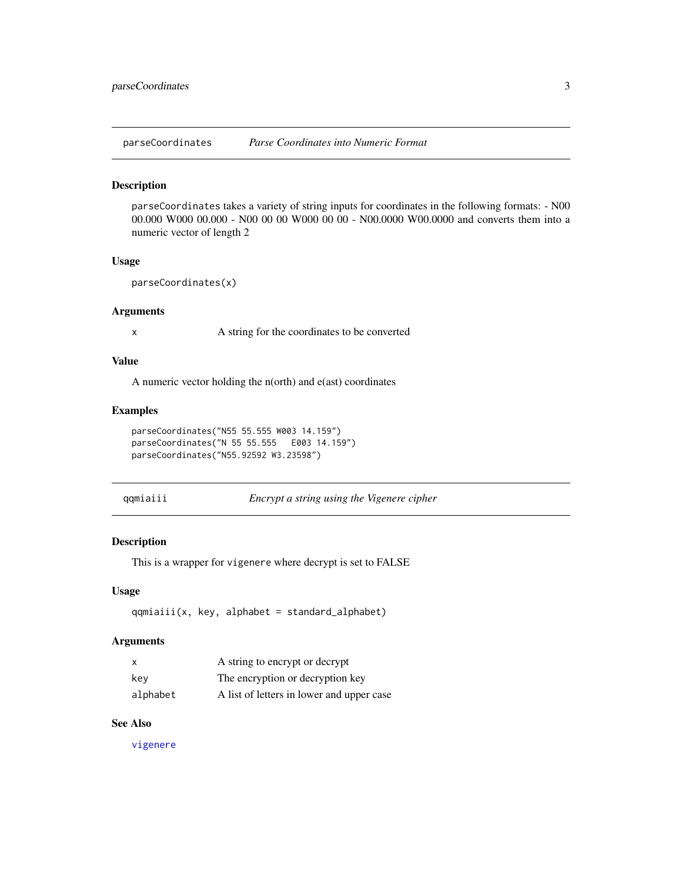## parseCoordinates *Parse Coordinates into Numeric Format*

### Description

`parseCoordinates` takes a variety of string inputs for coordinates in the following formats: - N00 00.000 W000 00.000 - N00 00 00 W000 00 00 - N00.0000 W00.0000 and converts them into a numeric vector of length 2

### Usage

```
parseCoordinates(x)
```

### Arguments

| | |
|---|---|
| x | A string for the coordinates to be converted |

### Value

A numeric vector holding the n(orth) and e(ast) coordinates

### Examples

```
parseCoordinates("N55 55.555 W003 14.159")
parseCoordinates("N 55 55.555   E003 14.159")
parseCoordinates("N55.92592 W3.23598")
```

## qqmiaiii *Encrypt a string using the Vigenere cipher*

### Description

This is a wrapper for `vigenere` where decrypt is set to FALSE

### Usage

```
qqmiaiii(x, key, alphabet = standard_alphabet)
```

### Arguments

| | |
|---|---|
| x | A string to encrypt or decrypt |
| key | The encryption or decryption key |
| alphabet | A list of letters in lower and upper case |

### See Also

vigenere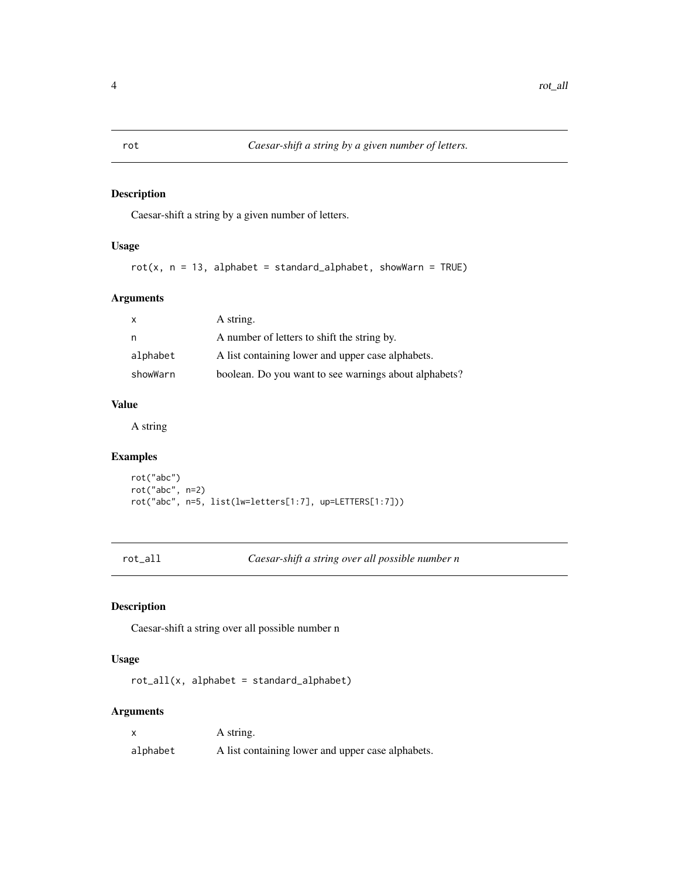## rot — *Caesar-shift a string by a given number of letters.*

### Description

Caesar-shift a string by a given number of letters.

### Usage

```
rot(x, n = 13, alphabet = standard_alphabet, showWarn = TRUE)
```

### Arguments

| | |
|---|---|
| x | A string. |
| n | A number of letters to shift the string by. |
| alphabet | A list containing lower and upper case alphabets. |
| showWarn | boolean. Do you want to see warnings about alphabets? |

### Value

A string

### Examples

```
rot("abc")
rot("abc", n=2)
rot("abc", n=5, list(lw=letters[1:7], up=LETTERS[1:7]))
```

## rot_all — *Caesar-shift a string over all possible number n*

### Description

Caesar-shift a string over all possible number n

### Usage

```
rot_all(x, alphabet = standard_alphabet)
```

### Arguments

| | |
|---|---|
| x | A string. |
| alphabet | A list containing lower and upper case alphabets. |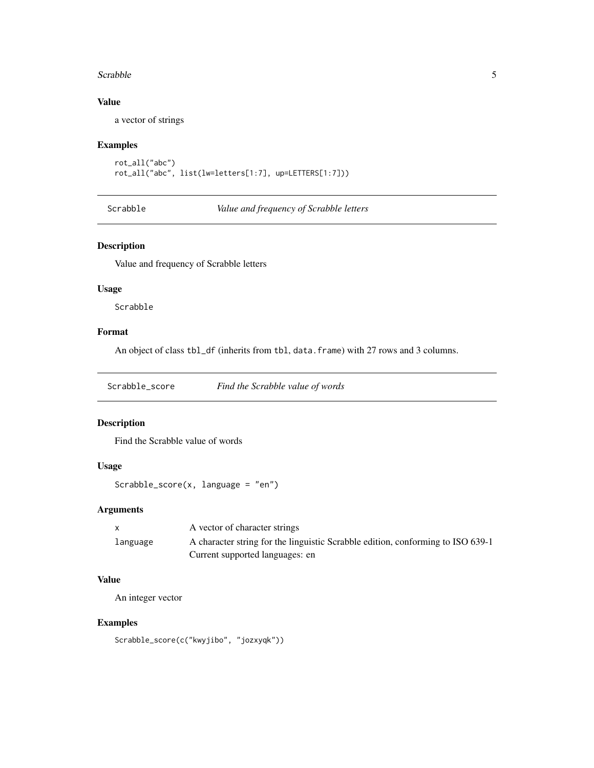### Value

a vector of strings

### Examples

```
rot_all("abc")
rot_all("abc", list(lw=letters[1:7], up=LETTERS[1:7]))
```

---

## Scrabble — *Value and frequency of Scrabble letters*

### Description

Value and frequency of Scrabble letters

### Usage

```
Scrabble
```

### Format

An object of class `tbl_df` (inherits from `tbl`, `data.frame`) with 27 rows and 3 columns.

---

## Scrabble_score — *Find the Scrabble value of words*

### Description

Find the Scrabble value of words

### Usage

```
Scrabble_score(x, language = "en")
```

### Arguments

| | |
|---|---|
| `x` | A vector of character strings |
| `language` | A character string for the linguistic Scrabble edition, conforming to ISO 639-1 Current supported languages: en |

### Value

An integer vector

### Examples

```
Scrabble_score(c("kwyjibo", "jozxyqk"))
```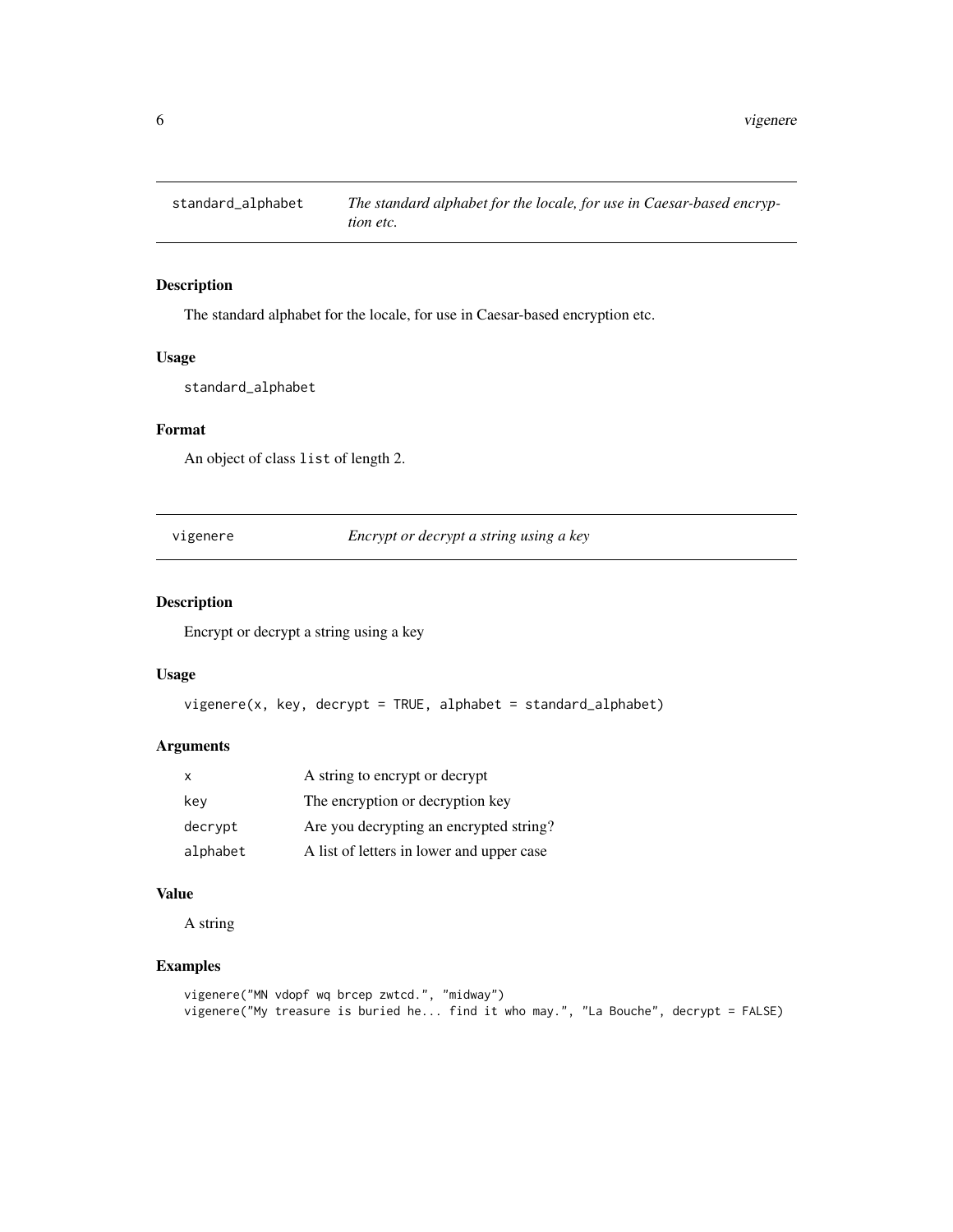## standard_alphabet — *The standard alphabet for the locale, for use in Caesar-based encryption etc.*

### Description

The standard alphabet for the locale, for use in Caesar-based encryption etc.

### Usage

```
standard_alphabet
```

### Format

An object of class `list` of length 2.

## vigenere — *Encrypt or decrypt a string using a key*

### Description

Encrypt or decrypt a string using a key

### Usage

```
vigenere(x, key, decrypt = TRUE, alphabet = standard_alphabet)
```

### Arguments

| | |
|---|---|
| `x` | A string to encrypt or decrypt |
| `key` | The encryption or decryption key |
| `decrypt` | Are you decrypting an encrypted string? |
| `alphabet` | A list of letters in lower and upper case |

### Value

A string

### Examples

```
vigenere("MN vdopf wq brcep zwtcd.", "midway")
vigenere("My treasure is buried he... find it who may.", "La Bouche", decrypt = FALSE)
```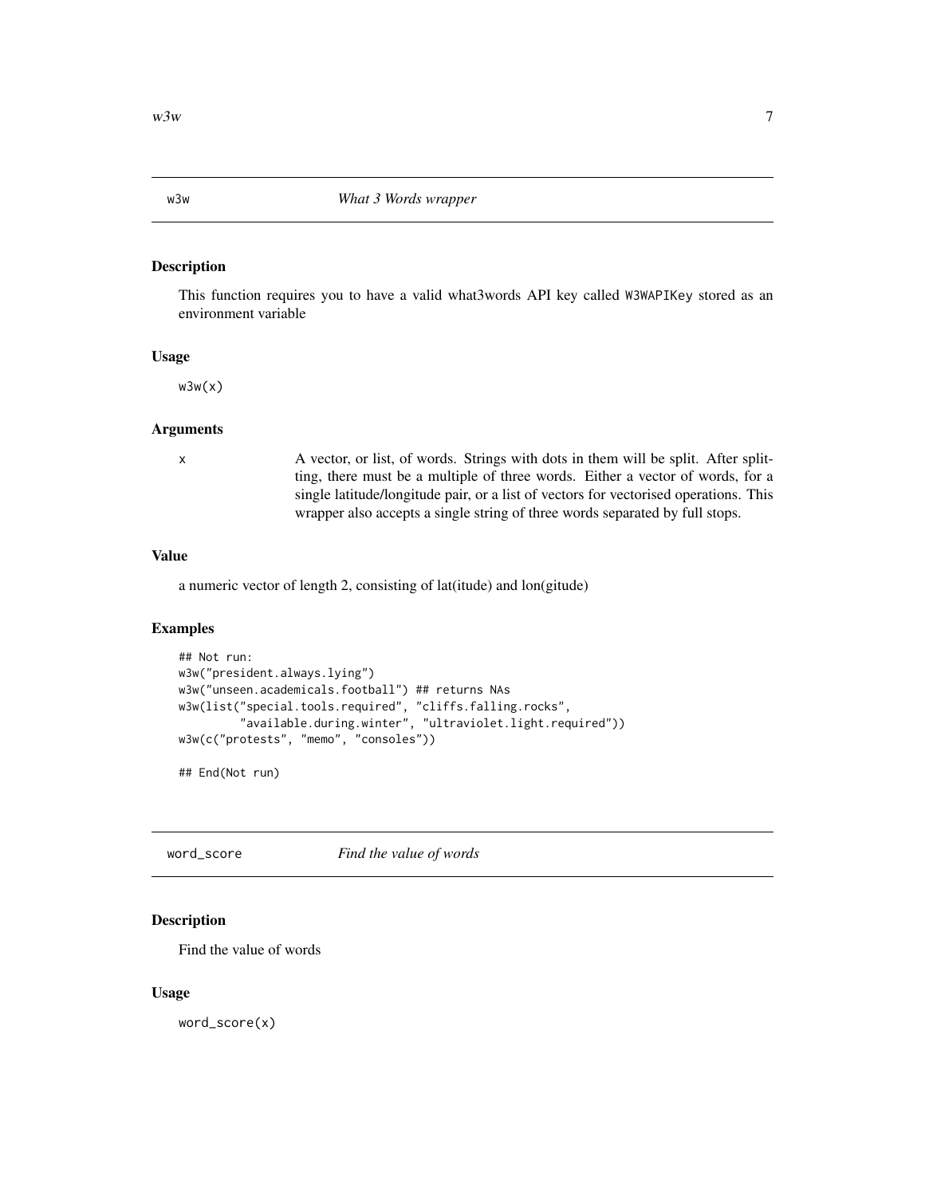## w3w — *What 3 Words wrapper*

### Description

This function requires you to have a valid what3words API key called `W3WAPIKey` stored as an environment variable

### Usage

```
w3w(x)
```

### Arguments

| | |
|---|---|
| x | A vector, or list, of words. Strings with dots in them will be split. After splitting, there must be a multiple of three words. Either a vector of words, for a single latitude/longitude pair, or a list of vectors for vectorised operations. This wrapper also accepts a single string of three words separated by full stops. |

### Value

a numeric vector of length 2, consisting of lat(itude) and lon(gitude)

### Examples

```
## Not run:
w3w("president.always.lying")
w3w("unseen.academicals.football") ## returns NAs
w3w(list("special.tools.required", "cliffs.falling.rocks",
        "available.during.winter", "ultraviolet.light.required"))
w3w(c("protests", "memo", "consoles"))

## End(Not run)
```

## word_score — *Find the value of words*

### Description

Find the value of words

### Usage

```
word_score(x)
```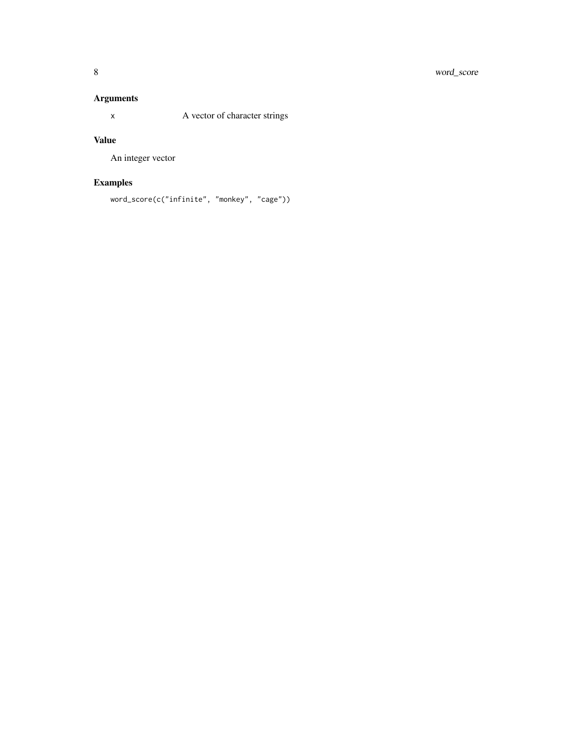## Arguments

| | |
|---|---|
| `x` | A vector of character strings |

## Value

An integer vector

## Examples

```
word_score(c("infinite", "monkey", "cage"))
```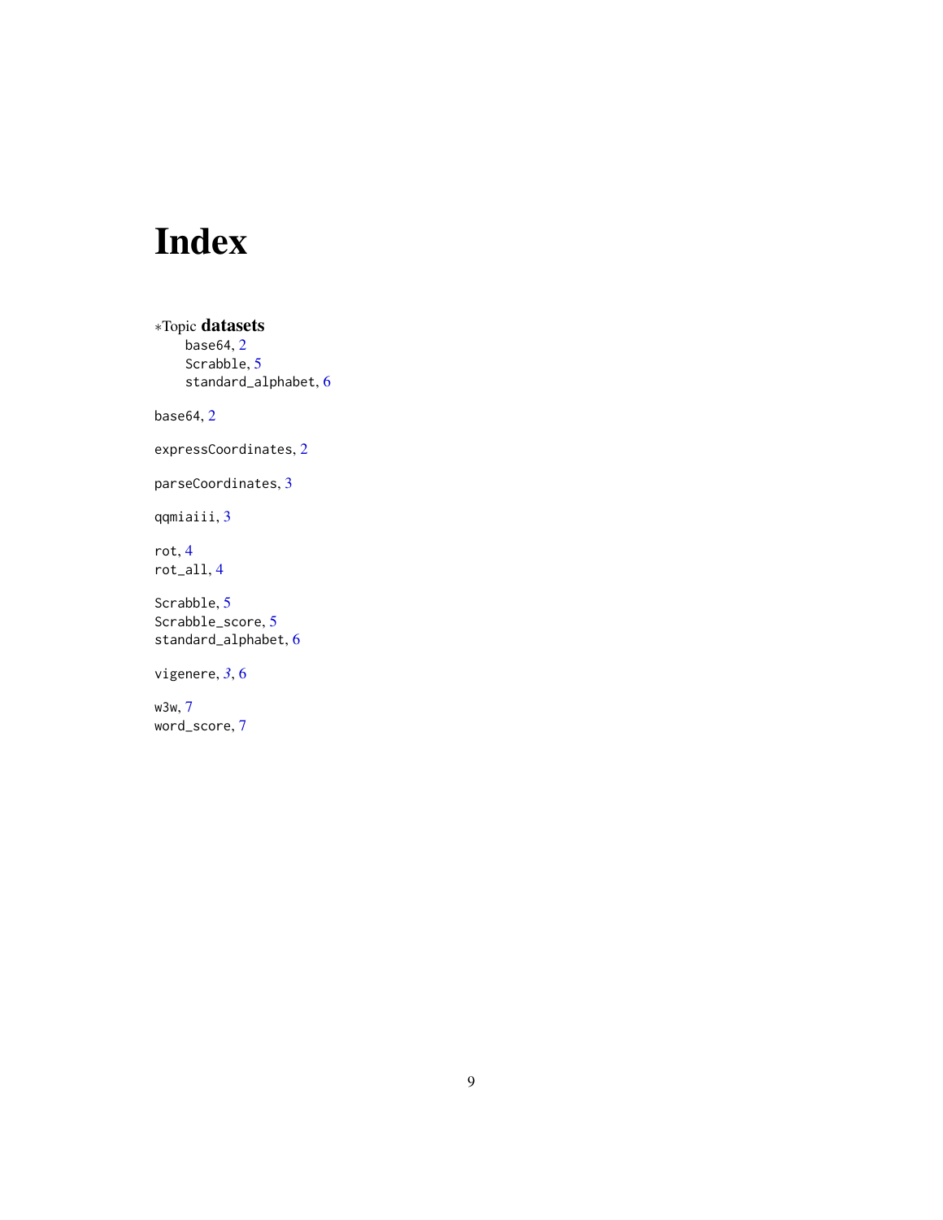# Index

*Topic **datasets**

base64, 2
Scrabble, 5
standard_alphabet, 6

base64, 2

expressCoordinates, 2

parseCoordinates, 3

qqmiaiii, 3

rot, 4
rot_all, 4

Scrabble, 5
Scrabble_score, 5
standard_alphabet, 6

vigenere, *3*, 6

w3w, 7
word_score, 7